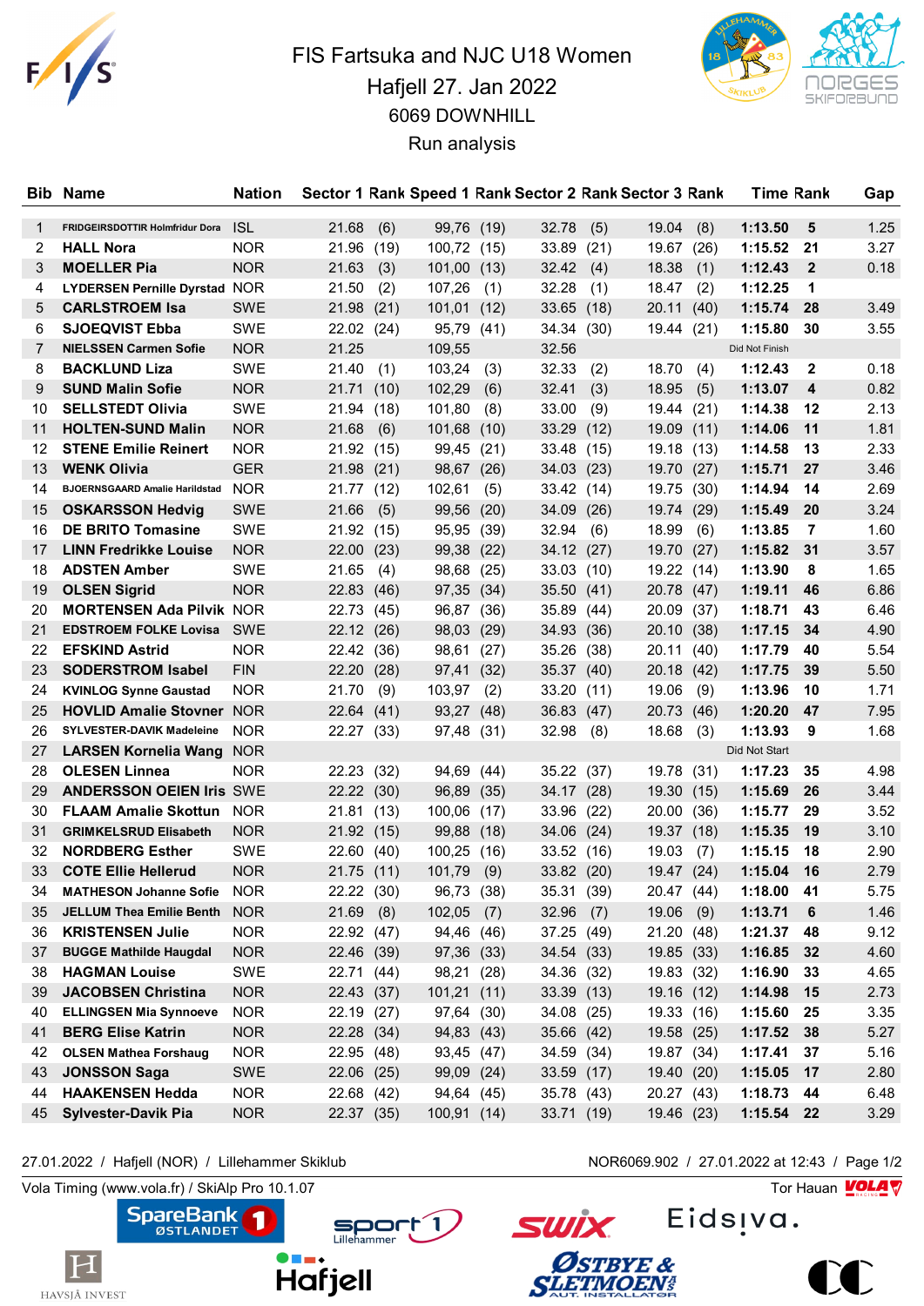# FIS Fartsuka and NJC U18 Women

## Hafjell 27. Jan 2022

### 6069 DOWNHILL

### Run analysis

| Bib | Name | Nation | Sector 1 | Rank | Speed 1 | Rank | Sector 2 | Rank | Sector 3 | Rank | Time | Rank | Gap |
|---|---|---|---|---|---|---|---|---|---|---|---|---|---|
| 1 | FRIDGEIRSDOTTIR Holmfridur Dora | ISL | 21.68 | (6) | 99,76 | (19) | 32.78 | (5) | 19.04 | (8) | **1:13.50** | **5** | 1.25 |
| 2 | **HALL Nora** | NOR | 21.96 | (19) | 100,72 | (15) | 33.89 | (21) | 19.67 | (26) | **1:15.52** | **21** | 3.27 |
| 3 | **MOELLER Pia** | NOR | 21.63 | (3) | 101,00 | (13) | 32.42 | (4) | 18.38 | (1) | **1:12.43** | **2** | 0.18 |
| 4 | **LYDERSEN Pernille Dyrstad** | NOR | 21.50 | (2) | 107,26 | (1) | 32.28 | (1) | 18.47 | (2) | **1:12.25** | **1** | |
| 5 | **CARLSTROEM Isa** | SWE | 21.98 | (21) | 101,01 | (12) | 33.65 | (18) | 20.11 | (40) | **1:15.74** | **28** | 3.49 |
| 6 | **SJOEQVIST Ebba** | SWE | 22.02 | (24) | 95,79 | (41) | 34.34 | (30) | 19.44 | (21) | **1:15.80** | **30** | 3.55 |
| 7 | **NIELSSEN Carmen Sofie** | NOR | 21.25 | | 109,55 | | 32.56 | | | | Did Not Finish | | |
| 8 | **BACKLUND Liza** | SWE | 21.40 | (1) | 103,24 | (3) | 32.33 | (2) | 18.70 | (4) | **1:12.43** | **2** | 0.18 |
| 9 | **SUND Malin Sofie** | NOR | 21.71 | (10) | 102,29 | (6) | 32.41 | (3) | 18.95 | (5) | **1:13.07** | **4** | 0.82 |
| 10 | **SELLSTEDT Olivia** | SWE | 21.94 | (18) | 101,80 | (8) | 33.00 | (9) | 19.44 | (21) | **1:14.38** | **12** | 2.13 |
| 11 | **HOLTEN-SUND Malin** | NOR | 21.68 | (6) | 101,68 | (10) | 33.29 | (12) | 19.09 | (11) | **1:14.06** | **11** | 1.81 |
| 12 | **STENE Emilie Reinert** | NOR | 21.92 | (15) | 99,45 | (21) | 33.48 | (15) | 19.18 | (13) | **1:14.58** | **13** | 2.33 |
| 13 | **WENK Olivia** | GER | 21.98 | (21) | 98,67 | (26) | 34.03 | (23) | 19.70 | (27) | **1:15.71** | **27** | 3.46 |
| 14 | **BJOERNSGAARD Amalie Harildstad** | NOR | 21.77 | (12) | 102,61 | (5) | 33.42 | (14) | 19.75 | (30) | **1:14.94** | **14** | 2.69 |
| 15 | **OSKARSSON Hedvig** | SWE | 21.66 | (5) | 99,56 | (20) | 34.09 | (26) | 19.74 | (29) | **1:15.49** | **20** | 3.24 |
| 16 | **DE BRITO Tomasine** | SWE | 21.92 | (15) | 95,95 | (39) | 32.94 | (6) | 18.99 | (6) | **1:13.85** | **7** | 1.60 |
| 17 | **LINN Fredrikke Louise** | NOR | 22.00 | (23) | 99,38 | (22) | 34.12 | (27) | 19.70 | (27) | **1:15.82** | **31** | 3.57 |
| 18 | **ADSTEN Amber** | SWE | 21.65 | (4) | 98,68 | (25) | 33.03 | (10) | 19.22 | (14) | **1:13.90** | **8** | 1.65 |
| 19 | **OLSEN Sigrid** | NOR | 22.83 | (46) | 97,35 | (34) | 35.50 | (41) | 20.78 | (47) | **1:19.11** | **46** | 6.86 |
| 20 | **MORTENSEN Ada Pilvik** | NOR | 22.73 | (45) | 96,87 | (36) | 35.89 | (44) | 20.09 | (37) | **1:18.71** | **43** | 6.46 |
| 21 | **EDSTROEM FOLKE Lovisa** | SWE | 22.12 | (26) | 98,03 | (29) | 34.93 | (36) | 20.10 | (38) | **1:17.15** | **34** | 4.90 |
| 22 | **EFSKIND Astrid** | NOR | 22.42 | (36) | 98,61 | (27) | 35.26 | (38) | 20.11 | (40) | **1:17.79** | **40** | 5.54 |
| 23 | **SODERSTROM Isabel** | FIN | 22.20 | (28) | 97,41 | (32) | 35.37 | (40) | 20.18 | (42) | **1:17.75** | **39** | 5.50 |
| 24 | **KVINLOG Synne Gaustad** | NOR | 21.70 | (9) | 103,97 | (2) | 33.20 | (11) | 19.06 | (9) | **1:13.96** | **10** | 1.71 |
| 25 | **HOVLID Amalie Stovner** | NOR | 22.64 | (41) | 93,27 | (48) | 36.83 | (47) | 20.73 | (46) | **1:20.20** | **47** | 7.95 |
| 26 | **SYLVESTER-DAVIK Madeleine** | NOR | 22.27 | (33) | 97,48 | (31) | 32.98 | (8) | 18.68 | (3) | **1:13.93** | **9** | 1.68 |
| 27 | **LARSEN Kornelia Wang** | NOR | | | | | | | | | Did Not Start | | |
| 28 | **OLESEN Linnea** | NOR | 22.23 | (32) | 94,69 | (44) | 35.22 | (37) | 19.78 | (31) | **1:17.23** | **35** | 4.98 |
| 29 | **ANDERSSON OEIEN Iris** | SWE | 22.22 | (30) | 96,89 | (35) | 34.17 | (28) | 19.30 | (15) | **1:15.69** | **26** | 3.44 |
| 30 | **FLAAM Amalie Skottun** | NOR | 21.81 | (13) | 100,06 | (17) | 33.96 | (22) | 20.00 | (36) | **1:15.77** | **29** | 3.52 |
| 31 | **GRIMKELSRUD Elisabeth** | NOR | 21.92 | (15) | 99,88 | (18) | 34.06 | (24) | 19.37 | (18) | **1:15.35** | **19** | 3.10 |
| 32 | **NORDBERG Esther** | SWE | 22.60 | (40) | 100,25 | (16) | 33.52 | (16) | 19.03 | (7) | **1:15.15** | **18** | 2.90 |
| 33 | **COTE Ellie Hellerud** | NOR | 21.75 | (11) | 101,79 | (9) | 33.82 | (20) | 19.47 | (24) | **1:15.04** | **16** | 2.79 |
| 34 | **MATHESON Johanne Sofie** | NOR | 22.22 | (30) | 96,73 | (38) | 35.31 | (39) | 20.47 | (44) | **1:18.00** | **41** | 5.75 |
| 35 | **JELLUM Thea Emilie Benth** | NOR | 21.69 | (8) | 102,05 | (7) | 32.96 | (7) | 19.06 | (9) | **1:13.71** | **6** | 1.46 |
| 36 | **KRISTENSEN Julie** | NOR | 22.92 | (47) | 94,46 | (46) | 37.25 | (49) | 21.20 | (48) | **1:21.37** | **48** | 9.12 |
| 37 | **BUGGE Mathilde Haugdal** | NOR | 22.46 | (39) | 97,36 | (33) | 34.54 | (33) | 19.85 | (33) | **1:16.85** | **32** | 4.60 |
| 38 | **HAGMAN Louise** | SWE | 22.71 | (44) | 98,21 | (28) | 34.36 | (32) | 19.83 | (32) | **1:16.90** | **33** | 4.65 |
| 39 | **JACOBSEN Christina** | NOR | 22.43 | (37) | 101,21 | (11) | 33.39 | (13) | 19.16 | (12) | **1:14.98** | **15** | 2.73 |
| 40 | **ELLINGSEN Mia Synnoeve** | NOR | 22.19 | (27) | 97,64 | (30) | 34.08 | (25) | 19.33 | (16) | **1:15.60** | **25** | 3.35 |
| 41 | **BERG Elise Katrin** | NOR | 22.28 | (34) | 94,83 | (43) | 35.66 | (42) | 19.58 | (25) | **1:17.52** | **38** | 5.27 |
| 42 | **OLSEN Mathea Forshaug** | NOR | 22.95 | (48) | 93,45 | (47) | 34.59 | (34) | 19.87 | (34) | **1:17.41** | **37** | 5.16 |
| 43 | **JONSSON Saga** | SWE | 22.06 | (25) | 99,09 | (24) | 33.59 | (17) | 19.40 | (20) | **1:15.05** | **17** | 2.80 |
| 44 | **HAAKENSEN Hedda** | NOR | 22.68 | (42) | 94,64 | (45) | 35.78 | (43) | 20.27 | (43) | **1:18.73** | **44** | 6.48 |
| 45 | **Sylvester-Davik Pia** | NOR | 22.37 | (35) | 100,91 | (14) | 33.71 | (19) | 19.46 | (23) | **1:15.54** | **22** | 3.29 |

27.01.2022 / Hafjell (NOR) / Lillehammer Skiklub — NOR6069.902 / 27.01.2022 at 12:43

Vola Timing (www.vola.fr) / SkiAlp Pro 10.1.07 — Tor Hauan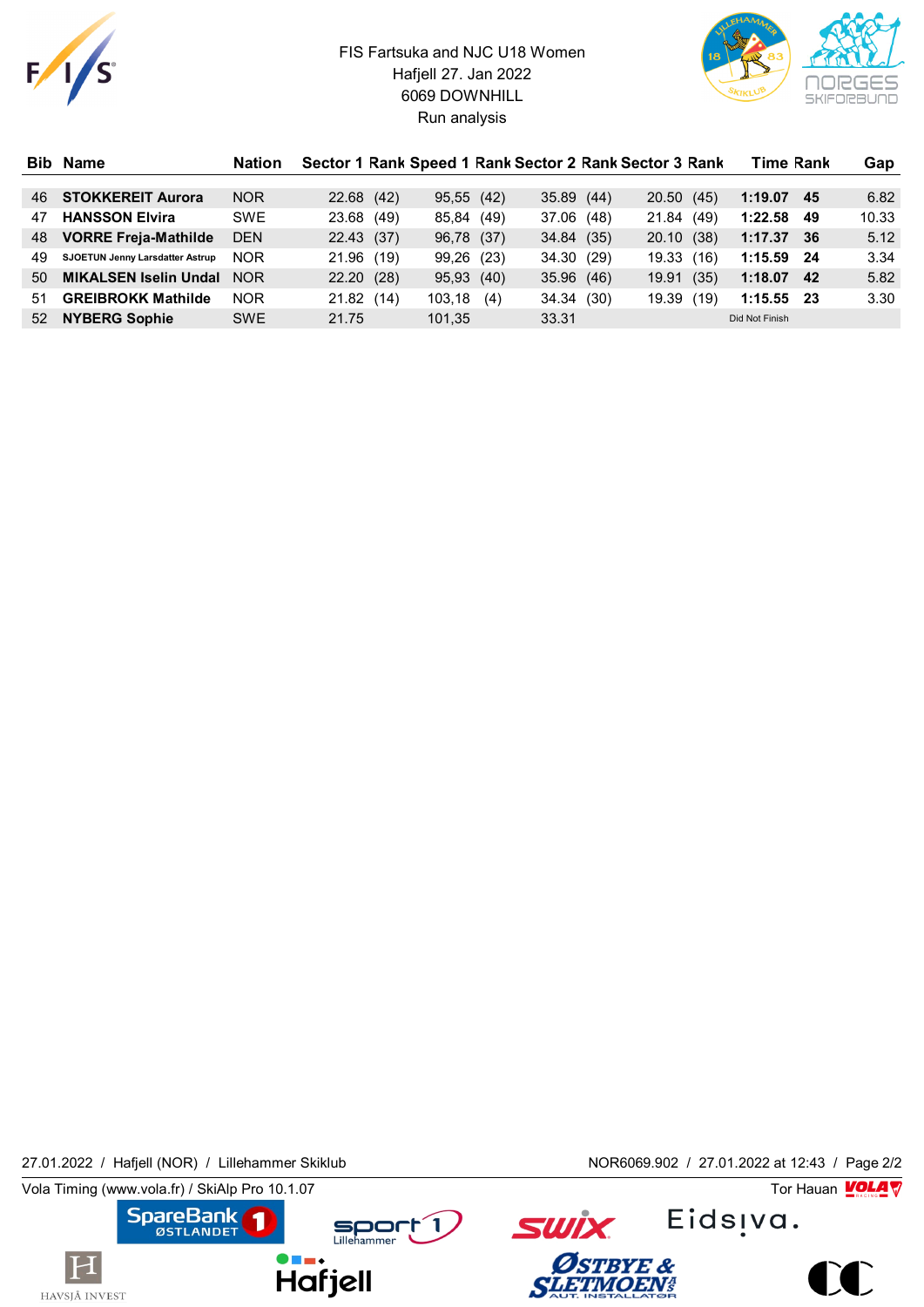FIS Fartsuka and NJC U18 Women
Hafjell 27. Jan 2022
6069 DOWNHILL
Run analysis

| Bib | Name | Nation | Sector 1 | Rank | Speed 1 | Rank | Sector 2 | Rank | Sector 3 | Rank | Time | Rank | Gap |
|---|---|---|---|---|---|---|---|---|---|---|---|---|---|
| 46 | **STOKKEREIT Aurora** | NOR | 22.68 | (42) | 95,55 | (42) | 35.89 | (44) | 20.50 | (45) | **1:19.07** | **45** | 6.82 |
| 47 | **HANSSON Elvira** | SWE | 23.68 | (49) | 85,84 | (49) | 37.06 | (48) | 21.84 | (49) | **1:22.58** | **49** | 10.33 |
| 48 | **VORRE Freja-Mathilde** | DEN | 22.43 | (37) | 96,78 | (37) | 34.84 | (35) | 20.10 | (38) | **1:17.37** | **36** | 5.12 |
| 49 | **SJOETUN Jenny Larsdatter Astrup** | NOR | 21.96 | (19) | 99,26 | (23) | 34.30 | (29) | 19.33 | (16) | **1:15.59** | **24** | 3.34 |
| 50 | **MIKALSEN Iselin Undal** | NOR | 22.20 | (28) | 95,93 | (40) | 35.96 | (46) | 19.91 | (35) | **1:18.07** | **42** | 5.82 |
| 51 | **GREIBROKK Mathilde** | NOR | 21.82 | (14) | 103,18 | (4) | 34.34 | (30) | 19.39 | (19) | **1:15.55** | **23** | 3.30 |
| 52 | **NYBERG Sophie** | SWE | 21.75 | | 101,35 | | 33.31 | | | | Did Not Finish | | |

27.01.2022 / Hafjell (NOR) / Lillehammer Skiklub    NOR6069.902 / 27.01.2022 at 12:43

Vola Timing (www.vola.fr) / SkiAlp Pro 10.1.07    Tor Hauan